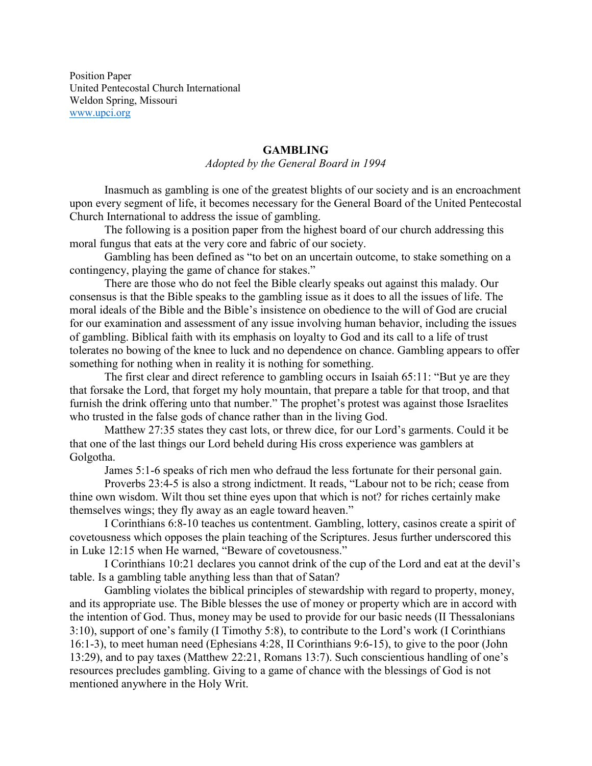Position Paper
United Pentecostal Church International
Weldon Spring, Missouri
[www.upci.org](http://www.upci.org)

# GAMBLING

*Adopted by the General Board in 1994*

Inasmuch as gambling is one of the greatest blights of our society and is an encroachment upon every segment of life, it becomes necessary for the General Board of the United Pentecostal Church International to address the issue of gambling.

The following is a position paper from the highest board of our church addressing this moral fungus that eats at the very core and fabric of our society.

Gambling has been defined as "to bet on an uncertain outcome, to stake something on a contingency, playing the game of chance for stakes."

There are those who do not feel the Bible clearly speaks out against this malady. Our consensus is that the Bible speaks to the gambling issue as it does to all the issues of life. The moral ideals of the Bible and the Bible's insistence on obedience to the will of God are crucial for our examination and assessment of any issue involving human behavior, including the issues of gambling. Biblical faith with its emphasis on loyalty to God and its call to a life of trust tolerates no bowing of the knee to luck and no dependence on chance. Gambling appears to offer something for nothing when in reality it is nothing for something.

The first clear and direct reference to gambling occurs in Isaiah 65:11: "But ye are they that forsake the Lord, that forget my holy mountain, that prepare a table for that troop, and that furnish the drink offering unto that number." The prophet's protest was against those Israelites who trusted in the false gods of chance rather than in the living God.

Matthew 27:35 states they cast lots, or threw dice, for our Lord's garments. Could it be that one of the last things our Lord beheld during His cross experience was gamblers at Golgotha.

James 5:1-6 speaks of rich men who defraud the less fortunate for their personal gain.

Proverbs 23:4-5 is also a strong indictment. It reads, "Labour not to be rich; cease from thine own wisdom. Wilt thou set thine eyes upon that which is not? for riches certainly make themselves wings; they fly away as an eagle toward heaven."

I Corinthians 6:8-10 teaches us contentment. Gambling, lottery, casinos create a spirit of covetousness which opposes the plain teaching of the Scriptures. Jesus further underscored this in Luke 12:15 when He warned, "Beware of covetousness."

I Corinthians 10:21 declares you cannot drink of the cup of the Lord and eat at the devil's table. Is a gambling table anything less than that of Satan?

Gambling violates the biblical principles of stewardship with regard to property, money, and its appropriate use. The Bible blesses the use of money or property which are in accord with the intention of God. Thus, money may be used to provide for our basic needs (II Thessalonians 3:10), support of one's family (I Timothy 5:8), to contribute to the Lord's work (I Corinthians 16:1-3), to meet human need (Ephesians 4:28, II Corinthians 9:6-15), to give to the poor (John 13:29), and to pay taxes (Matthew 22:21, Romans 13:7). Such conscientious handling of one's resources precludes gambling. Giving to a game of chance with the blessings of God is not mentioned anywhere in the Holy Writ.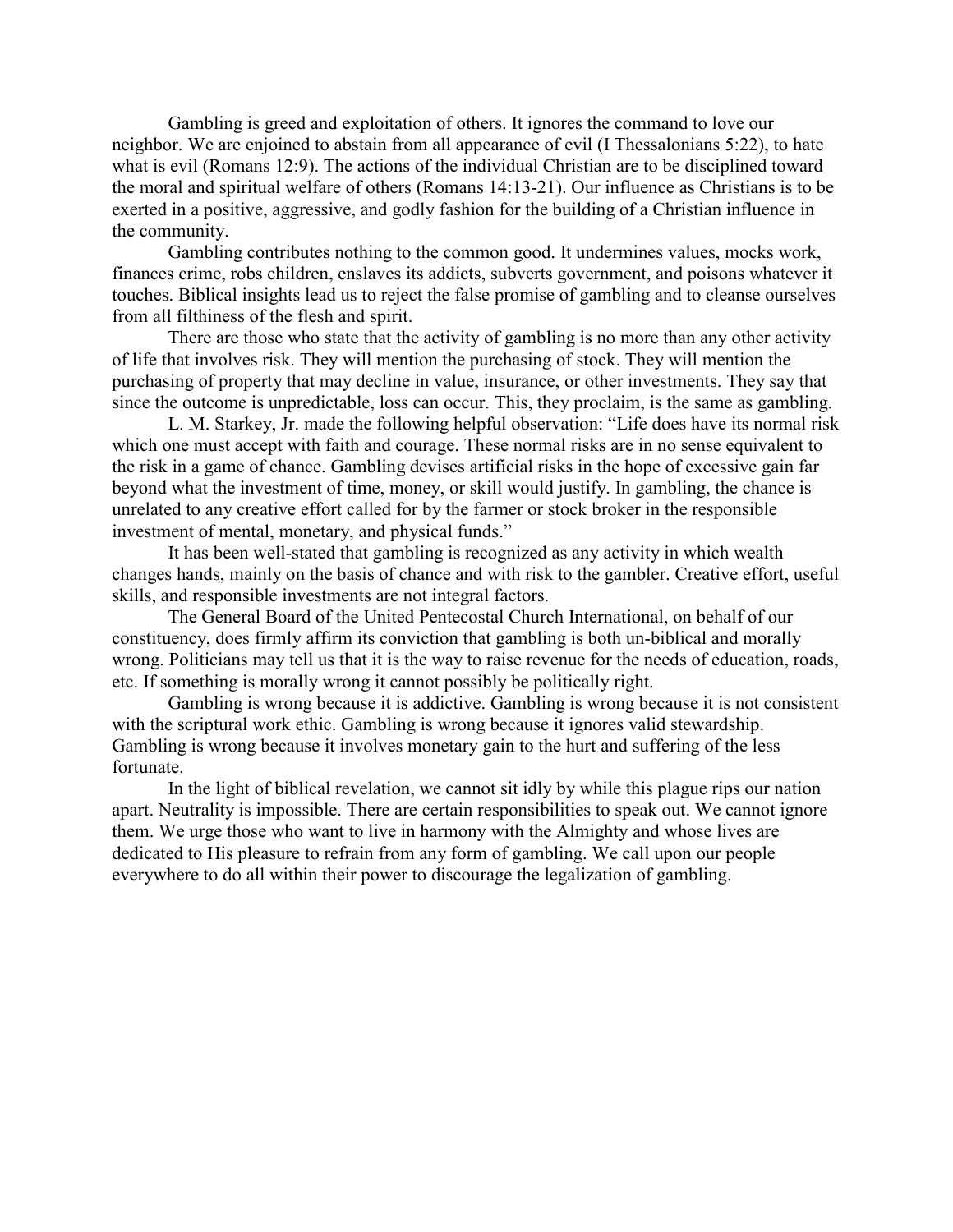Gambling is greed and exploitation of others. It ignores the command to love our neighbor. We are enjoined to abstain from all appearance of evil (I Thessalonians 5:22), to hate what is evil (Romans 12:9). The actions of the individual Christian are to be disciplined toward the moral and spiritual welfare of others (Romans 14:13-21). Our influence as Christians is to be exerted in a positive, aggressive, and godly fashion for the building of a Christian influence in the community.

Gambling contributes nothing to the common good. It undermines values, mocks work, finances crime, robs children, enslaves its addicts, subverts government, and poisons whatever it touches. Biblical insights lead us to reject the false promise of gambling and to cleanse ourselves from all filthiness of the flesh and spirit.

There are those who state that the activity of gambling is no more than any other activity of life that involves risk. They will mention the purchasing of stock. They will mention the purchasing of property that may decline in value, insurance, or other investments. They say that since the outcome is unpredictable, loss can occur. This, they proclaim, is the same as gambling.

L. M. Starkey, Jr. made the following helpful observation: "Life does have its normal risk which one must accept with faith and courage. These normal risks are in no sense equivalent to the risk in a game of chance. Gambling devises artificial risks in the hope of excessive gain far beyond what the investment of time, money, or skill would justify. In gambling, the chance is unrelated to any creative effort called for by the farmer or stock broker in the responsible investment of mental, monetary, and physical funds."

It has been well-stated that gambling is recognized as any activity in which wealth changes hands, mainly on the basis of chance and with risk to the gambler. Creative effort, useful skills, and responsible investments are not integral factors.

The General Board of the United Pentecostal Church International, on behalf of our constituency, does firmly affirm its conviction that gambling is both un-biblical and morally wrong. Politicians may tell us that it is the way to raise revenue for the needs of education, roads, etc. If something is morally wrong it cannot possibly be politically right.

Gambling is wrong because it is addictive. Gambling is wrong because it is not consistent with the scriptural work ethic. Gambling is wrong because it ignores valid stewardship. Gambling is wrong because it involves monetary gain to the hurt and suffering of the less fortunate.

In the light of biblical revelation, we cannot sit idly by while this plague rips our nation apart. Neutrality is impossible. There are certain responsibilities to speak out. We cannot ignore them. We urge those who want to live in harmony with the Almighty and whose lives are dedicated to His pleasure to refrain from any form of gambling. We call upon our people everywhere to do all within their power to discourage the legalization of gambling.